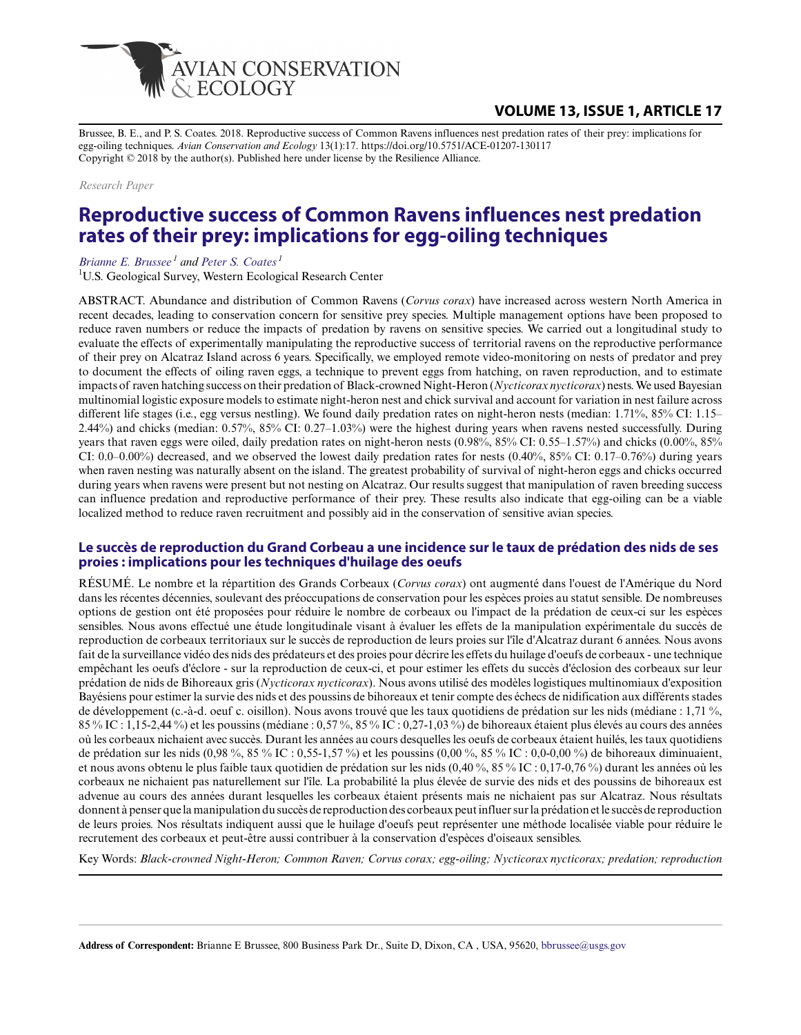Brussee, B. E., and P. S. Coates. 2018. Reproductive success of Common Ravens influences nest predation rates of their prey: implications for egg-oiling techniques. *Avian Conservation and Ecology* 13(1):17. https://doi.org/10.5751/ACE-01207-130117
Copyright © 2018 by the author(s). Published here under license by the Resilience Alliance.

*Research Paper*

# Reproductive success of Common Ravens influences nest predation rates of their prey: implications for egg-oiling techniques

*Brianne E. Brussee*[1] *and Peter S. Coates*[1]

[1]U.S. Geological Survey, Western Ecological Research Center

ABSTRACT. Abundance and distribution of Common Ravens (*Corvus corax*) have increased across western North America in recent decades, leading to conservation concern for sensitive prey species. Multiple management options have been proposed to reduce raven numbers or reduce the impacts of predation by ravens on sensitive species. We carried out a longitudinal study to evaluate the effects of experimentally manipulating the reproductive success of territorial ravens on the reproductive performance of their prey on Alcatraz Island across 6 years. Specifically, we employed remote video-monitoring on nests of predator and prey to document the effects of oiling raven eggs, a technique to prevent eggs from hatching, on raven reproduction, and to estimate impacts of raven hatching success on their predation of Black-crowned Night-Heron (*Nycticorax nycticorax*) nests. We used Bayesian multinomial logistic exposure models to estimate night-heron nest and chick survival and account for variation in nest failure across different life stages (i.e., egg versus nestling). We found daily predation rates on night-heron nests (median: 1.71%, 85% CI: 1.15–2.44%) and chicks (median: 0.57%, 85% CI: 0.27–1.03%) were the highest during years when ravens nested successfully. During years that raven eggs were oiled, daily predation rates on night-heron nests (0.98%, 85% CI: 0.55–1.57%) and chicks (0.00%, 85% CI: 0.0–0.00%) decreased, and we observed the lowest daily predation rates for nests (0.40%, 85% CI: 0.17–0.76%) during years when raven nesting was naturally absent on the island. The greatest probability of survival of night-heron eggs and chicks occurred during years when ravens were present but not nesting on Alcatraz. Our results suggest that manipulation of raven breeding success can influence predation and reproductive performance of their prey. These results also indicate that egg-oiling can be a viable localized method to reduce raven recruitment and possibly aid in the conservation of sensitive avian species.

## Le succès de reproduction du Grand Corbeau a une incidence sur le taux de prédation des nids de ses proies : implications pour les techniques d'huilage des oeufs

RÉSUMÉ. Le nombre et la répartition des Grands Corbeaux (*Corvus corax*) ont augmenté dans l'ouest de l'Amérique du Nord dans les récentes décennies, soulevant des préoccupations de conservation pour les espèces proies au statut sensible. De nombreuses options de gestion ont été proposées pour réduire le nombre de corbeaux ou l'impact de la prédation de ceux-ci sur les espèces sensibles. Nous avons effectué une étude longitudinale visant à évaluer les effets de la manipulation expérimentale du succès de reproduction de corbeaux territoriaux sur le succès de reproduction de leurs proies sur l'île d'Alcatraz durant 6 années. Nous avons fait de la surveillance vidéo des nids des prédateurs et des proies pour décrire les effets du huilage d'oeufs de corbeaux - une technique empêchant les oeufs d'éclore - sur la reproduction de ceux-ci, et pour estimer les effets du succès d'éclosion des corbeaux sur leur prédation de nids de Bihoreaux gris (*Nycticorax nycticorax*). Nous avons utilisé des modèles logistiques multinomiaux d'exposition Bayésiens pour estimer la survie des nids et des poussins de bihoreaux et tenir compte des échecs de nidification aux différents stades de développement (c.-à-d. oeuf c. oisillon). Nous avons trouvé que les taux quotidiens de prédation sur les nids (médiane : 1,71 %, 85 % IC : 1,15-2,44 %) et les poussins (médiane : 0,57 %, 85 % IC : 0,27-1,03 %) de bihoreaux étaient plus élevés au cours des années où les corbeaux nichaient avec succès. Durant les années au cours desquelles les oeufs de corbeaux étaient huilés, les taux quotidiens de prédation sur les nids (0,98 %, 85 % IC : 0,55-1,57 %) et les poussins (0,00 %, 85 % IC : 0,0-0,00 %) de bihoreaux diminuaient, et nous avons obtenu le plus faible taux quotidien de prédation sur les nids (0,40 %, 85 % IC : 0,17-0,76 %) durant les années où les corbeaux ne nichaient pas naturellement sur l'île. La probabilité la plus élevée de survie des nids et des poussins de bihoreaux est advenue au cours des années durant lesquelles les corbeaux étaient présents mais ne nichaient pas sur Alcatraz. Nous résultats donnent à penser que la manipulation du succès de reproduction des corbeaux peut influer sur la prédation et le succès de reproduction de leurs proies. Nos résultats indiquent aussi que le huilage d'oeufs peut représenter une méthode localisée viable pour réduire le recrutement des corbeaux et peut-être aussi contribuer à la conservation d'espèces d'oiseaux sensibles.

Key Words: *Black-crowned Night-Heron; Common Raven; Corvus corax; egg-oiling; Nycticorax nycticorax; predation; reproduction*

**Address of Correspondent:** Brianne E Brussee, 800 Business Park Dr., Suite D, Dixon, CA , USA, 95620, bbrussee@usgs.gov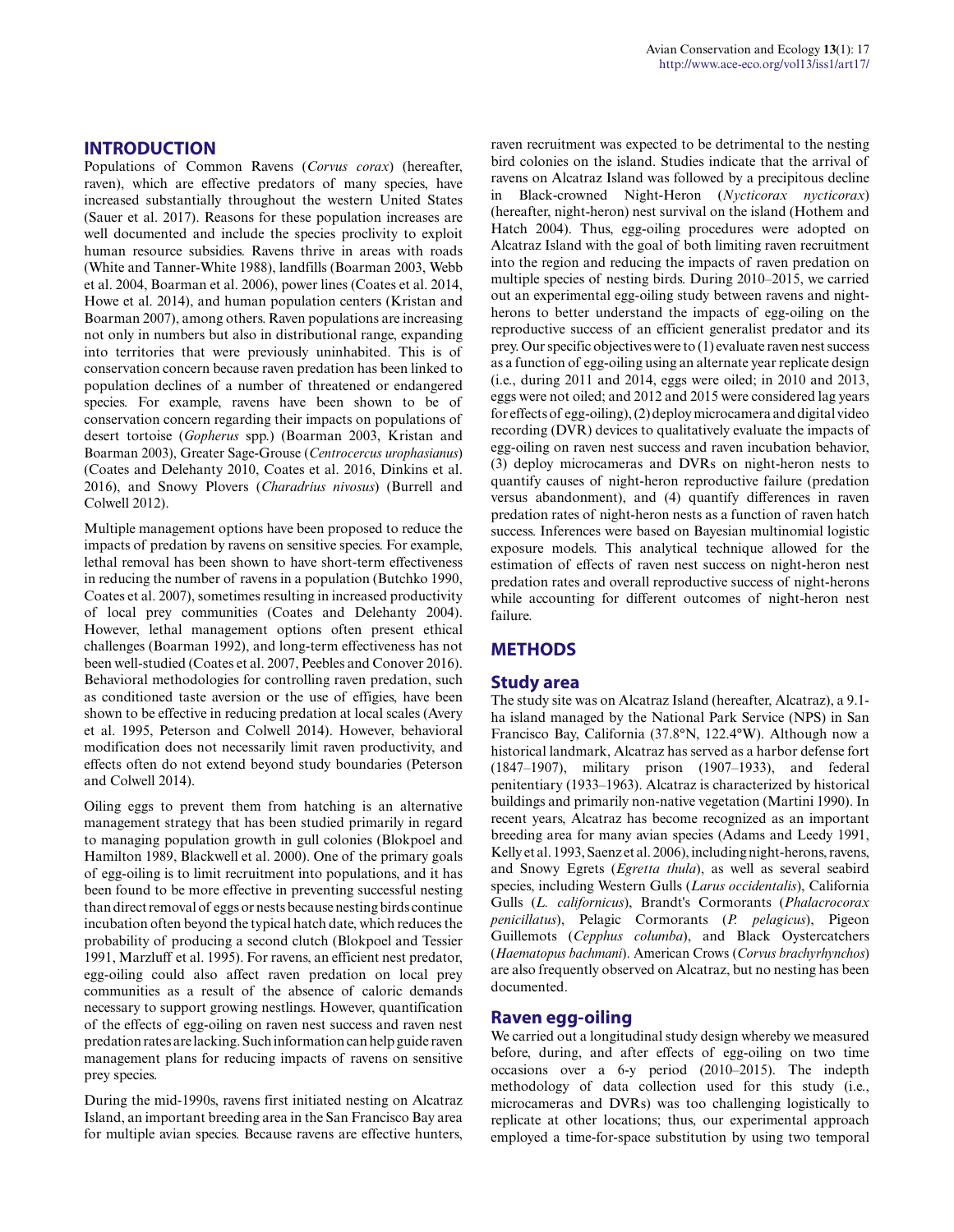## INTRODUCTION

Populations of Common Ravens (*Corvus corax*) (hereafter, raven), which are effective predators of many species, have increased substantially throughout the western United States (Sauer et al. 2017). Reasons for these population increases are well documented and include the species proclivity to exploit human resource subsidies. Ravens thrive in areas with roads (White and Tanner-White 1988), landfills (Boarman 2003, Webb et al. 2004, Boarman et al. 2006), power lines (Coates et al. 2014, Howe et al. 2014), and human population centers (Kristan and Boarman 2007), among others. Raven populations are increasing not only in numbers but also in distributional range, expanding into territories that were previously uninhabited. This is of conservation concern because raven predation has been linked to population declines of a number of threatened or endangered species. For example, ravens have been shown to be of conservation concern regarding their impacts on populations of desert tortoise (*Gopherus* spp.) (Boarman 2003, Kristan and Boarman 2003), Greater Sage-Grouse (*Centrocercus urophasianus*) (Coates and Delehanty 2010, Coates et al. 2016, Dinkins et al. 2016), and Snowy Plovers (*Charadrius nivosus*) (Burrell and Colwell 2012).

Multiple management options have been proposed to reduce the impacts of predation by ravens on sensitive species. For example, lethal removal has been shown to have short-term effectiveness in reducing the number of ravens in a population (Butchko 1990, Coates et al. 2007), sometimes resulting in increased productivity of local prey communities (Coates and Delehanty 2004). However, lethal management options often present ethical challenges (Boarman 1992), and long-term effectiveness has not been well-studied (Coates et al. 2007, Peebles and Conover 2016). Behavioral methodologies for controlling raven predation, such as conditioned taste aversion or the use of effigies, have been shown to be effective in reducing predation at local scales (Avery et al. 1995, Peterson and Colwell 2014). However, behavioral modification does not necessarily limit raven productivity, and effects often do not extend beyond study boundaries (Peterson and Colwell 2014).

Oiling eggs to prevent them from hatching is an alternative management strategy that has been studied primarily in regard to managing population growth in gull colonies (Blokpoel and Hamilton 1989, Blackwell et al. 2000). One of the primary goals of egg-oiling is to limit recruitment into populations, and it has been found to be more effective in preventing successful nesting than direct removal of eggs or nests because nesting birds continue incubation often beyond the typical hatch date, which reduces the probability of producing a second clutch (Blokpoel and Tessier 1991, Marzluff et al. 1995). For ravens, an efficient nest predator, egg-oiling could also affect raven predation on local prey communities as a result of the absence of caloric demands necessary to support growing nestlings. However, quantification of the effects of egg-oiling on raven nest success and raven nest predation rates are lacking. Such information can help guide raven management plans for reducing impacts of ravens on sensitive prey species.

During the mid-1990s, ravens first initiated nesting on Alcatraz Island, an important breeding area in the San Francisco Bay area for multiple avian species. Because ravens are effective hunters, raven recruitment was expected to be detrimental to the nesting bird colonies on the island. Studies indicate that the arrival of ravens on Alcatraz Island was followed by a precipitous decline in Black-crowned Night-Heron (*Nycticorax nycticorax*) (hereafter, night-heron) nest survival on the island (Hothem and Hatch 2004). Thus, egg-oiling procedures were adopted on Alcatraz Island with the goal of both limiting raven recruitment into the region and reducing the impacts of raven predation on multiple species of nesting birds. During 2010–2015, we carried out an experimental egg-oiling study between ravens and night-herons to better understand the impacts of egg-oiling on the reproductive success of an efficient generalist predator and its prey. Our specific objectives were to (1) evaluate raven nest success as a function of egg-oiling using an alternate year replicate design (i.e., during 2011 and 2014, eggs were oiled; in 2010 and 2013, eggs were not oiled; and 2012 and 2015 were considered lag years for effects of egg-oiling), (2) deploy microcamera and digital video recording (DVR) devices to qualitatively evaluate the impacts of egg-oiling on raven nest success and raven incubation behavior, (3) deploy microcameras and DVRs on night-heron nests to quantify causes of night-heron reproductive failure (predation versus abandonment), and (4) quantify differences in raven predation rates of night-heron nests as a function of raven hatch success. Inferences were based on Bayesian multinomial logistic exposure models. This analytical technique allowed for the estimation of effects of raven nest success on night-heron nest predation rates and overall reproductive success of night-herons while accounting for different outcomes of night-heron nest failure.

## METHODS

### Study area

The study site was on Alcatraz Island (hereafter, Alcatraz), a 9.1-ha island managed by the National Park Service (NPS) in San Francisco Bay, California (37.8°N, 122.4°W). Although now a historical landmark, Alcatraz has served as a harbor defense fort (1847–1907), military prison (1907–1933), and federal penitentiary (1933–1963). Alcatraz is characterized by historical buildings and primarily non-native vegetation (Martini 1990). In recent years, Alcatraz has become recognized as an important breeding area for many avian species (Adams and Leedy 1991, Kelly et al. 1993, Saenz et al. 2006), including night-herons, ravens, and Snowy Egrets (*Egretta thula*), as well as several seabird species, including Western Gulls (*Larus occidentalis*), California Gulls (*L. californicus*), Brandt's Cormorants (*Phalacrocorax penicillatus*), Pelagic Cormorants (*P. pelagicus*), Pigeon Guillemots (*Cepphus columba*), and Black Oystercatchers (*Haematopus bachmani*). American Crows (*Corvus brachyrhynchos*) are also frequently observed on Alcatraz, but no nesting has been documented.

### Raven egg-oiling

We carried out a longitudinal study design whereby we measured before, during, and after effects of egg-oiling on two time occasions over a 6-y period (2010–2015). The indepth methodology of data collection used for this study (i.e., microcameras and DVRs) was too challenging logistically to replicate at other locations; thus, our experimental approach employed a time-for-space substitution by using two temporal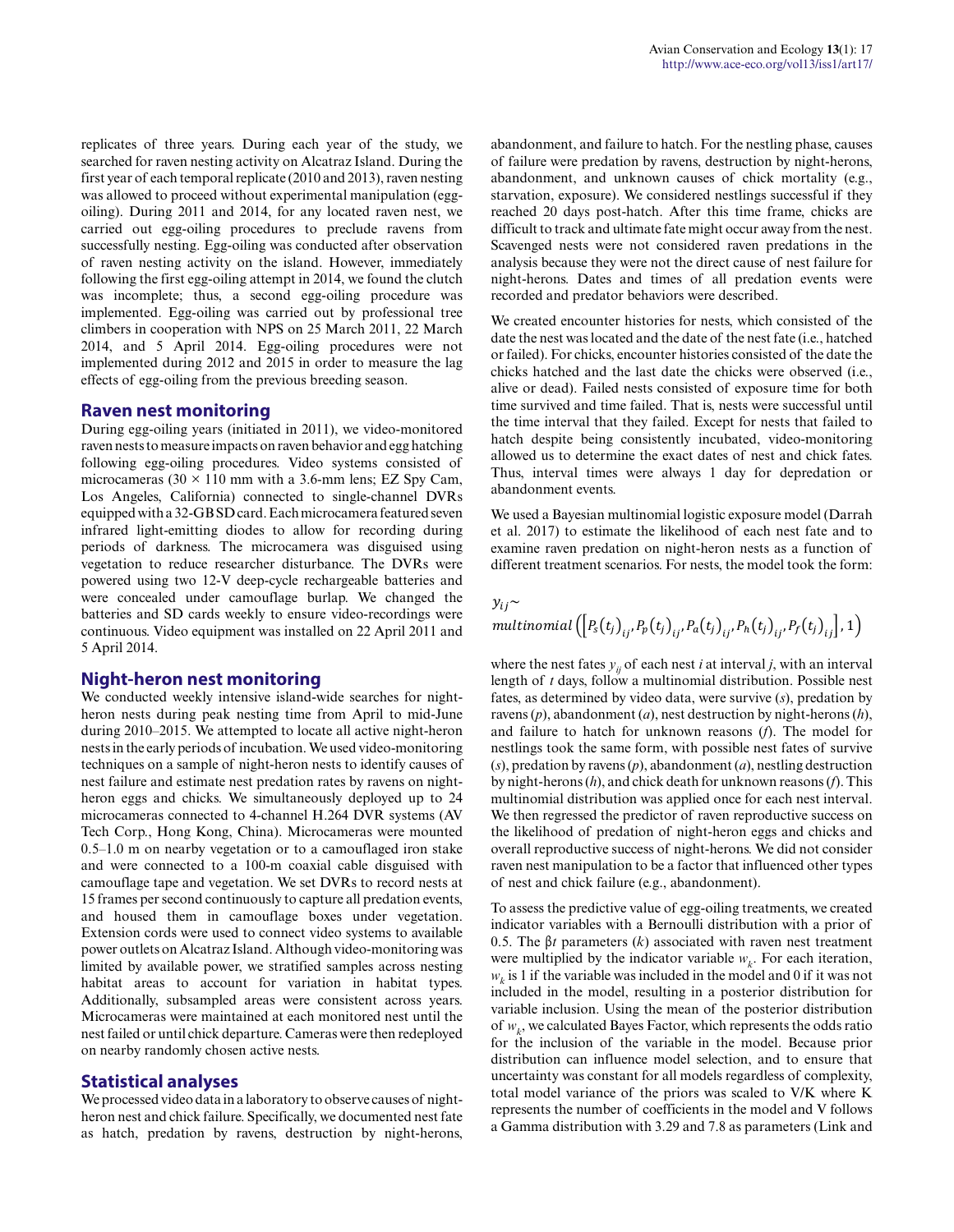replicates of three years. During each year of the study, we searched for raven nesting activity on Alcatraz Island. During the first year of each temporal replicate (2010 and 2013), raven nesting was allowed to proceed without experimental manipulation (egg-oiling). During 2011 and 2014, for any located raven nest, we carried out egg-oiling procedures to preclude ravens from successfully nesting. Egg-oiling was conducted after observation of raven nesting activity on the island. However, immediately following the first egg-oiling attempt in 2014, we found the clutch was incomplete; thus, a second egg-oiling procedure was implemented. Egg-oiling was carried out by professional tree climbers in cooperation with NPS on 25 March 2011, 22 March 2014, and 5 April 2014. Egg-oiling procedures were not implemented during 2012 and 2015 in order to measure the lag effects of egg-oiling from the previous breeding season.

## Raven nest monitoring

During egg-oiling years (initiated in 2011), we video-monitored raven nests to measure impacts on raven behavior and egg hatching following egg-oiling procedures. Video systems consisted of microcameras (30 × 110 mm with a 3.6-mm lens; EZ Spy Cam, Los Angeles, California) connected to single-channel DVRs equipped with a 32-GB SD card. Each microcamera featured seven infrared light-emitting diodes to allow for recording during periods of darkness. The microcamera was disguised using vegetation to reduce researcher disturbance. The DVRs were powered using two 12-V deep-cycle rechargeable batteries and were concealed under camouflage burlap. We changed the batteries and SD cards weekly to ensure video-recordings were continuous. Video equipment was installed on 22 April 2011 and 5 April 2014.

## Night-heron nest monitoring

We conducted weekly intensive island-wide searches for night-heron nests during peak nesting time from April to mid-June during 2010–2015. We attempted to locate all active night-heron nests in the early periods of incubation. We used video-monitoring techniques on a sample of night-heron nests to identify causes of nest failure and estimate nest predation rates by ravens on night-heron eggs and chicks. We simultaneously deployed up to 24 microcameras connected to 4-channel H.264 DVR systems (AV Tech Corp., Hong Kong, China). Microcameras were mounted 0.5–1.0 m on nearby vegetation or to a camouflaged iron stake and were connected to a 100-m coaxial cable disguised with camouflage tape and vegetation. We set DVRs to record nests at 15 frames per second continuously to capture all predation events, and housed them in camouflage boxes under vegetation. Extension cords were used to connect video systems to available power outlets on Alcatraz Island. Although video-monitoring was limited by available power, we stratified samples across nesting habitat areas to account for variation in habitat types. Additionally, subsampled areas were consistent across years. Microcameras were maintained at each monitored nest until the nest failed or until chick departure. Cameras were then redeployed on nearby randomly chosen active nests.

## Statistical analyses

We processed video data in a laboratory to observe causes of night-heron nest and chick failure. Specifically, we documented nest fate as hatch, predation by ravens, destruction by night-herons, abandonment, and failure to hatch. For the nestling phase, causes of failure were predation by ravens, destruction by night-herons, abandonment, and unknown causes of chick mortality (e.g., starvation, exposure). We considered nestlings successful if they reached 20 days post-hatch. After this time frame, chicks are difficult to track and ultimate fate might occur away from the nest. Scavenged nests were not considered raven predations in the analysis because they were not the direct cause of nest failure for night-herons. Dates and times of all predation events were recorded and predator behaviors were described.

We created encounter histories for nests, which consisted of the date the nest was located and the date of the nest fate (i.e., hatched or failed). For chicks, encounter histories consisted of the date the chicks hatched and the last date the chicks were observed (i.e., alive or dead). Failed nests consisted of exposure time for both time survived and time failed. That is, nests were successful until the time interval that they failed. Except for nests that failed to hatch despite being consistently incubated, video-monitoring allowed us to determine the exact dates of nest and chick fates. Thus, interval times were always 1 day for depredation or abandonment events.

We used a Bayesian multinomial logistic exposure model (Darrah et al. 2017) to estimate the likelihood of each nest fate and to examine raven predation on night-heron nests as a function of different treatment scenarios. For nests, the model took the form:

$$y_{ij} \sim multinomial\left(\left[P_s(t_j)_{ij}, P_p(t_j)_{ij}, P_a(t_j)_{ij}, P_h(t_j)_{ij}, P_f(t_j)_{ij}\right], 1\right)$$

where the nest fates $y_{ij}$ of each nest $i$ at interval $j$, with an interval length of $t$ days, follow a multinomial distribution. Possible nest fates, as determined by video data, were survive ($s$), predation by ravens ($p$), abandonment ($a$), nest destruction by night-herons ($h$), and failure to hatch for unknown reasons ($f$). The model for nestlings took the same form, with possible nest fates of survive ($s$), predation by ravens ($p$), abandonment ($a$), nestling destruction by night-herons ($h$), and chick death for unknown reasons ($f$). This multinomial distribution was applied once for each nest interval. We then regressed the predictor of raven reproductive success on the likelihood of predation of night-heron eggs and chicks and overall reproductive success of night-herons. We did not consider raven nest manipulation to be a factor that influenced other types of nest and chick failure (e.g., abandonment).

To assess the predictive value of egg-oiling treatments, we created indicator variables with a Bernoulli distribution with a prior of 0.5. The β$t$ parameters ($k$) associated with raven nest treatment were multiplied by the indicator variable $w_k$. For each iteration, $w_k$ is 1 if the variable was included in the model and 0 if it was not included in the model, resulting in a posterior distribution for variable inclusion. Using the mean of the posterior distribution of $w_k$, we calculated Bayes Factor, which represents the odds ratio for the inclusion of the variable in the model. Because prior distribution can influence model selection, and to ensure that uncertainty was constant for all models regardless of complexity, total model variance of the priors was scaled to V/K where K represents the number of coefficients in the model and V follows a Gamma distribution with 3.29 and 7.8 as parameters (Link and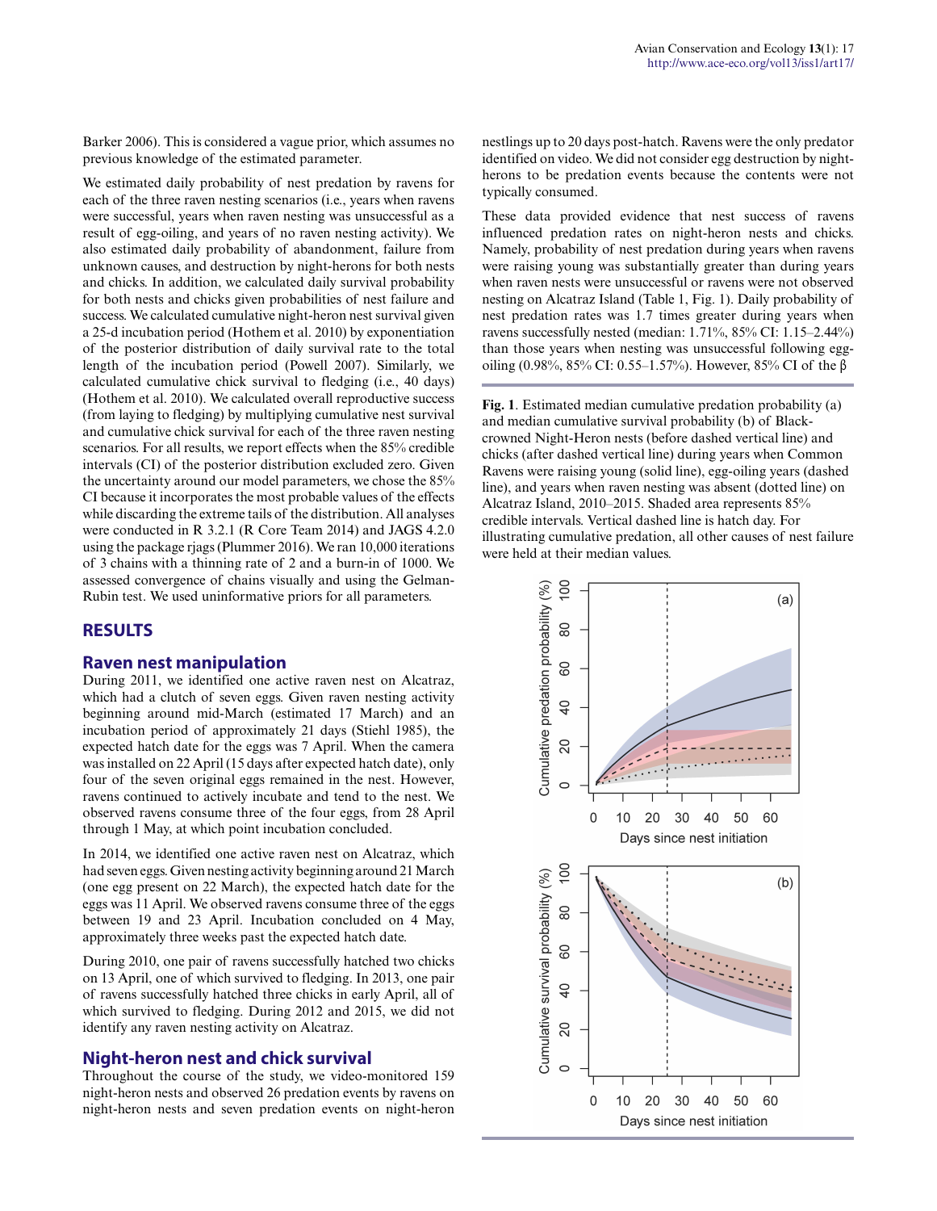Barker 2006). This is considered a vague prior, which assumes no previous knowledge of the estimated parameter.

We estimated daily probability of nest predation by ravens for each of the three raven nesting scenarios (i.e., years when ravens were successful, years when raven nesting was unsuccessful as a result of egg-oiling, and years of no raven nesting activity). We also estimated daily probability of abandonment, failure from unknown causes, and destruction by night-herons for both nests and chicks. In addition, we calculated daily survival probability for both nests and chicks given probabilities of nest failure and success. We calculated cumulative night-heron nest survival given a 25-d incubation period (Hothem et al. 2010) by exponentiation of the posterior distribution of daily survival rate to the total length of the incubation period (Powell 2007). Similarly, we calculated cumulative chick survival to fledging (i.e., 40 days) (Hothem et al. 2010). We calculated overall reproductive success (from laying to fledging) by multiplying cumulative nest survival and cumulative chick survival for each of the three raven nesting scenarios. For all results, we report effects when the 85% credible intervals (CI) of the posterior distribution excluded zero. Given the uncertainty around our model parameters, we chose the 85% CI because it incorporates the most probable values of the effects while discarding the extreme tails of the distribution. All analyses were conducted in R 3.2.1 (R Core Team 2014) and JAGS 4.2.0 using the package rjags (Plummer 2016). We ran 10,000 iterations of 3 chains with a thinning rate of 2 and a burn-in of 1000. We assessed convergence of chains visually and using the Gelman-Rubin test. We used uninformative priors for all parameters.

## RESULTS

### Raven nest manipulation

During 2011, we identified one active raven nest on Alcatraz, which had a clutch of seven eggs. Given raven nesting activity beginning around mid-March (estimated 17 March) and an incubation period of approximately 21 days (Stiehl 1985), the expected hatch date for the eggs was 7 April. When the camera was installed on 22 April (15 days after expected hatch date), only four of the seven original eggs remained in the nest. However, ravens continued to actively incubate and tend to the nest. We observed ravens consume three of the four eggs, from 28 April through 1 May, at which point incubation concluded.

In 2014, we identified one active raven nest on Alcatraz, which had seven eggs. Given nesting activity beginning around 21 March (one egg present on 22 March), the expected hatch date for the eggs was 11 April. We observed ravens consume three of the eggs between 19 and 23 April. Incubation concluded on 4 May, approximately three weeks past the expected hatch date.

During 2010, one pair of ravens successfully hatched two chicks on 13 April, one of which survived to fledging. In 2013, one pair of ravens successfully hatched three chicks in early April, all of which survived to fledging. During 2012 and 2015, we did not identify any raven nesting activity on Alcatraz.

### Night-heron nest and chick survival

Throughout the course of the study, we video-monitored 159 night-heron nests and observed 26 predation events by ravens on night-heron nests and seven predation events on night-heron nestlings up to 20 days post-hatch. Ravens were the only predator identified on video. We did not consider egg destruction by night-herons to be predation events because the contents were not typically consumed.

These data provided evidence that nest success of ravens influenced predation rates on night-heron nests and chicks. Namely, probability of nest predation during years when ravens were raising young was substantially greater than during years when raven nests were unsuccessful or ravens were not observed nesting on Alcatraz Island (Table 1, Fig. 1). Daily probability of nest predation rates was 1.7 times greater during years when ravens successfully nested (median: 1.71%, 85% CI: 1.15–2.44%) than those years when nesting was unsuccessful following egg-oiling (0.98%, 85% CI: 0.55–1.57%). However, 85% CI of the β

**Fig. 1**. Estimated median cumulative predation probability (a) and median cumulative survival probability (b) of Black-crowned Night-Heron nests (before dashed vertical line) and chicks (after dashed vertical line) during years when Common Ravens were raising young (solid line), egg-oiling years (dashed line), and years when raven nesting was absent (dotted line) on Alcatraz Island, 2010–2015. Shaded area represents 85% credible intervals. Vertical dashed line is hatch day. For illustrating cumulative predation, all other causes of nest failure were held at their median values.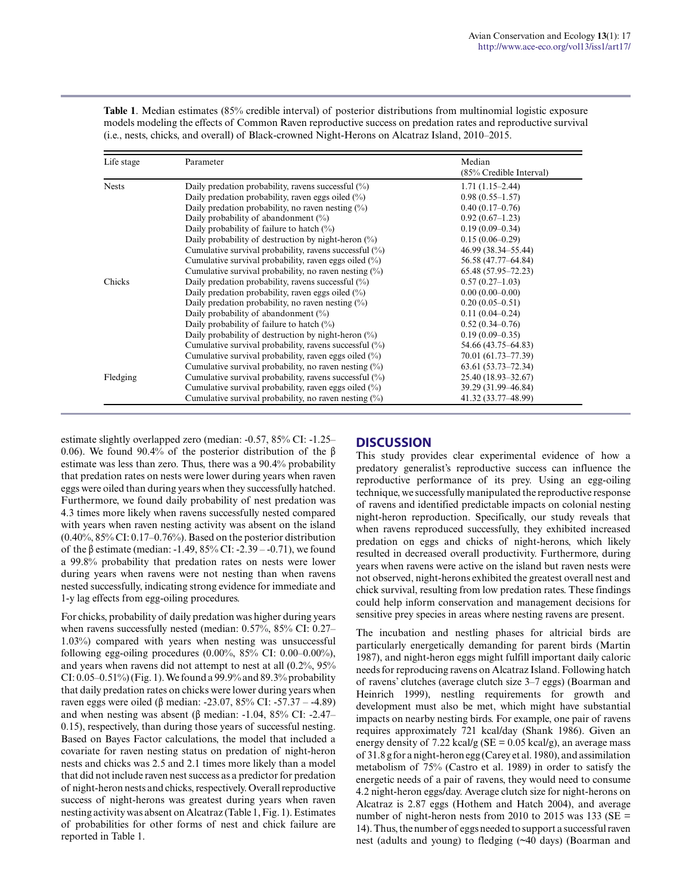**Table 1**. Median estimates (85% credible interval) of posterior distributions from multinomial logistic exposure models modeling the effects of Common Raven reproductive success on predation rates and reproductive survival (i.e., nests, chicks, and overall) of Black-crowned Night-Herons on Alcatraz Island, 2010–2015.

| Life stage | Parameter | Median (85% Credible Interval) |
|---|---|---|
| Nests | Daily predation probability, ravens successful (%) | 1.71 (1.15–2.44) |
| | Daily predation probability, raven eggs oiled (%) | 0.98 (0.55–1.57) |
| | Daily predation probability, no raven nesting (%) | 0.40 (0.17–0.76) |
| | Daily probability of abandonment (%) | 0.92 (0.67–1.23) |
| | Daily probability of failure to hatch (%) | 0.19 (0.09–0.34) |
| | Daily probability of destruction by night-heron (%) | 0.15 (0.06–0.29) |
| | Cumulative survival probability, ravens successful (%) | 46.99 (38.34–55.44) |
| | Cumulative survival probability, raven eggs oiled (%) | 56.58 (47.77–64.84) |
| | Cumulative survival probability, no raven nesting (%) | 65.48 (57.95–72.23) |
| Chicks | Daily predation probability, ravens successful (%) | 0.57 (0.27–1.03) |
| | Daily predation probability, raven eggs oiled (%) | 0.00 (0.00–0.00) |
| | Daily predation probability, no raven nesting (%) | 0.20 (0.05–0.51) |
| | Daily probability of abandonment (%) | 0.11 (0.04–0.24) |
| | Daily probability of failure to hatch (%) | 0.52 (0.34–0.76) |
| | Daily probability of destruction by night-heron (%) | 0.19 (0.09–0.35) |
| | Cumulative survival probability, ravens successful (%) | 54.66 (43.75–64.83) |
| | Cumulative survival probability, raven eggs oiled (%) | 70.01 (61.73–77.39) |
| | Cumulative survival probability, no raven nesting (%) | 63.61 (53.73–72.34) |
| Fledging | Cumulative survival probability, ravens successful (%) | 25.40 (18.93–32.67) |
| | Cumulative survival probability, raven eggs oiled (%) | 39.29 (31.99–46.84) |
| | Cumulative survival probability, no raven nesting (%) | 41.32 (33.77–48.99) |

estimate slightly overlapped zero (median: -0.57, 85% CI: -1.25–0.06). We found 90.4% of the posterior distribution of the β estimate was less than zero. Thus, there was a 90.4% probability that predation rates on nests were lower during years when raven eggs were oiled than during years when they successfully hatched. Furthermore, we found daily probability of nest predation was 4.3 times more likely when ravens successfully nested compared with years when raven nesting activity was absent on the island (0.40%, 85% CI: 0.17–0.76%). Based on the posterior distribution of the β estimate (median: -1.49, 85% CI: -2.39 – -0.71), we found a 99.8% probability that predation rates on nests were lower during years when ravens were not nesting than when ravens nested successfully, indicating strong evidence for immediate and 1-y lag effects from egg-oiling procedures.

For chicks, probability of daily predation was higher during years when ravens successfully nested (median: 0.57%, 85% CI: 0.27–1.03%) compared with years when nesting was unsuccessful following egg-oiling procedures (0.00%, 85% CI: 0.00–0.00%), and years when ravens did not attempt to nest at all (0.2%, 95% CI: 0.05–0.51%) (Fig. 1). We found a 99.9% and 89.3% probability that daily predation rates on chicks were lower during years when raven eggs were oiled (β median: -23.07, 85% CI: -57.37 – -4.89) and when nesting was absent (β median: -1.04, 85% CI: -2.47–0.15), respectively, than during those years of successful nesting. Based on Bayes Factor calculations, the model that included a covariate for raven nesting status on predation of night-heron nests and chicks was 2.5 and 2.1 times more likely than a model that did not include raven nest success as a predictor for predation of night-heron nests and chicks, respectively. Overall reproductive success of night-herons was greatest during years when raven nesting activity was absent on Alcatraz (Table 1, Fig. 1). Estimates of probabilities for other forms of nest and chick failure are reported in Table 1.

## DISCUSSION

This study provides clear experimental evidence of how a predatory generalist's reproductive success can influence the reproductive performance of its prey. Using an egg-oiling technique, we successfully manipulated the reproductive response of ravens and identified predictable impacts on colonial nesting night-heron reproduction. Specifically, our study reveals that when ravens reproduced successfully, they exhibited increased predation on eggs and chicks of night-herons, which likely resulted in decreased overall productivity. Furthermore, during years when ravens were active on the island but raven nests were not observed, night-herons exhibited the greatest overall nest and chick survival, resulting from low predation rates. These findings could help inform conservation and management decisions for sensitive prey species in areas where nesting ravens are present.

The incubation and nestling phases for altricial birds are particularly energetically demanding for parent birds (Martin 1987), and night-heron eggs might fulfill important daily caloric needs for reproducing ravens on Alcatraz Island. Following hatch of ravens' clutches (average clutch size 3–7 eggs) (Boarman and Heinrich 1999), nestling requirements for growth and development must also be met, which might have substantial impacts on nearby nesting birds. For example, one pair of ravens requires approximately 721 kcal/day (Shank 1986). Given an energy density of 7.22 kcal/g (SE = 0.05 kcal/g), an average mass of 31.8 g for a night-heron egg (Carey et al. 1980), and assimilation metabolism of 75% (Castro et al. 1989) in order to satisfy the energetic needs of a pair of ravens, they would need to consume 4.2 night-heron eggs/day. Average clutch size for night-herons on Alcatraz is 2.87 eggs (Hothem and Hatch 2004), and average number of night-heron nests from 2010 to 2015 was 133 (SE = 14). Thus, the number of eggs needed to support a successful raven nest (adults and young) to fledging (~40 days) (Boarman and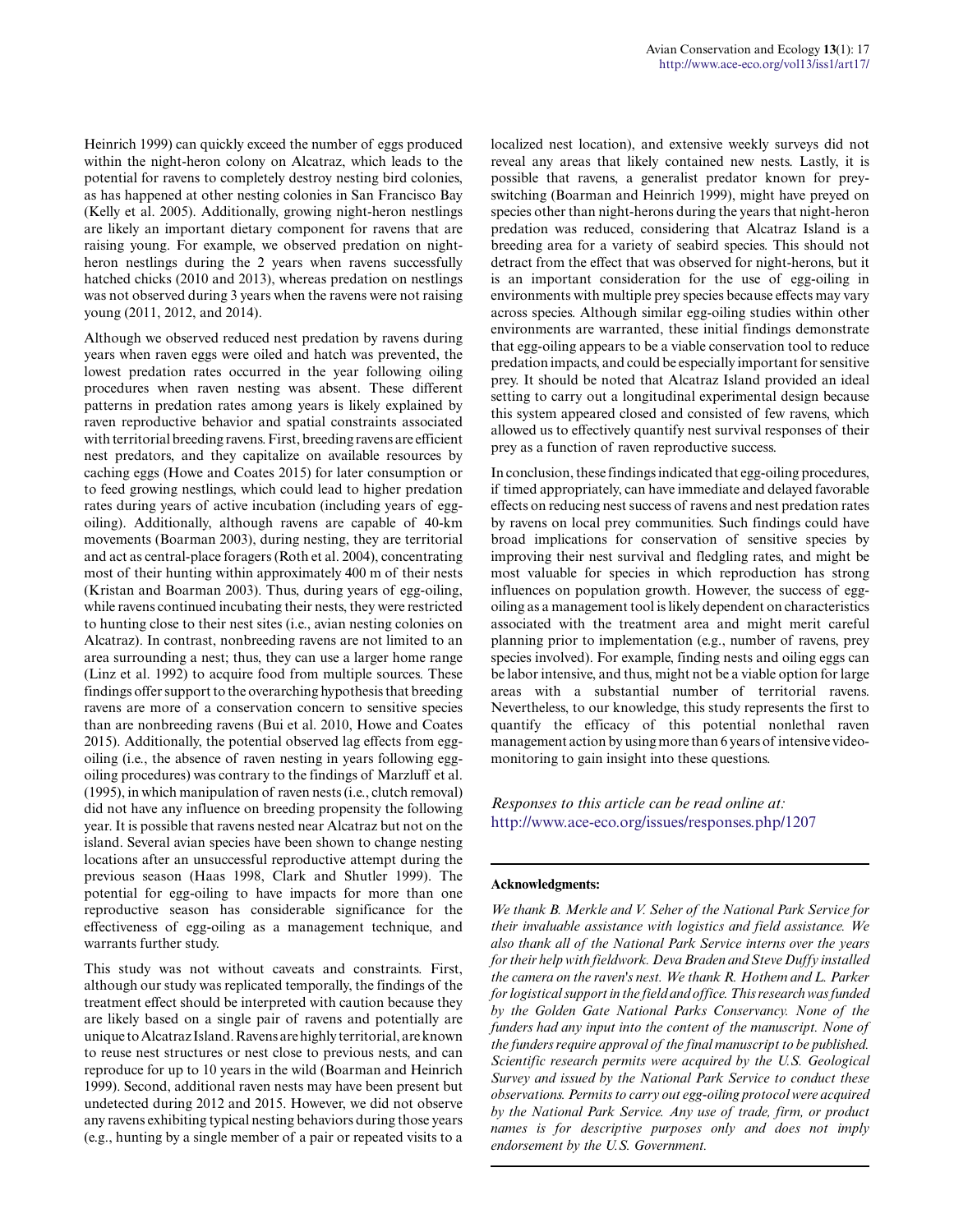Heinrich 1999) can quickly exceed the number of eggs produced within the night-heron colony on Alcatraz, which leads to the potential for ravens to completely destroy nesting bird colonies, as has happened at other nesting colonies in San Francisco Bay (Kelly et al. 2005). Additionally, growing night-heron nestlings are likely an important dietary component for ravens that are raising young. For example, we observed predation on night-heron nestlings during the 2 years when ravens successfully hatched chicks (2010 and 2013), whereas predation on nestlings was not observed during 3 years when the ravens were not raising young (2011, 2012, and 2014).

Although we observed reduced nest predation by ravens during years when raven eggs were oiled and hatch was prevented, the lowest predation rates occurred in the year following oiling procedures when raven nesting was absent. These different patterns in predation rates among years is likely explained by raven reproductive behavior and spatial constraints associated with territorial breeding ravens. First, breeding ravens are efficient nest predators, and they capitalize on available resources by caching eggs (Howe and Coates 2015) for later consumption or to feed growing nestlings, which could lead to higher predation rates during years of active incubation (including years of egg-oiling). Additionally, although ravens are capable of 40-km movements (Boarman 2003), during nesting, they are territorial and act as central-place foragers (Roth et al. 2004), concentrating most of their hunting within approximately 400 m of their nests (Kristan and Boarman 2003). Thus, during years of egg-oiling, while ravens continued incubating their nests, they were restricted to hunting close to their nest sites (i.e., avian nesting colonies on Alcatraz). In contrast, nonbreeding ravens are not limited to an area surrounding a nest; thus, they can use a larger home range (Linz et al. 1992) to acquire food from multiple sources. These findings offer support to the overarching hypothesis that breeding ravens are more of a conservation concern to sensitive species than are nonbreeding ravens (Bui et al. 2010, Howe and Coates 2015). Additionally, the potential observed lag effects from egg-oiling (i.e., the absence of raven nesting in years following egg-oiling procedures) was contrary to the findings of Marzluff et al. (1995), in which manipulation of raven nests (i.e., clutch removal) did not have any influence on breeding propensity the following year. It is possible that ravens nested near Alcatraz but not on the island. Several avian species have been shown to change nesting locations after an unsuccessful reproductive attempt during the previous season (Haas 1998, Clark and Shutler 1999). The potential for egg-oiling to have impacts for more than one reproductive season has considerable significance for the effectiveness of egg-oiling as a management technique, and warrants further study.

This study was not without caveats and constraints. First, although our study was replicated temporally, the findings of the treatment effect should be interpreted with caution because they are likely based on a single pair of ravens and potentially are unique to Alcatraz Island. Ravens are highly territorial, are known to reuse nest structures or nest close to previous nests, and can reproduce for up to 10 years in the wild (Boarman and Heinrich 1999). Second, additional raven nests may have been present but undetected during 2012 and 2015. However, we did not observe any ravens exhibiting typical nesting behaviors during those years (e.g., hunting by a single member of a pair or repeated visits to a localized nest location), and extensive weekly surveys did not reveal any areas that likely contained new nests. Lastly, it is possible that ravens, a generalist predator known for prey-switching (Boarman and Heinrich 1999), might have preyed on species other than night-herons during the years that night-heron predation was reduced, considering that Alcatraz Island is a breeding area for a variety of seabird species. This should not detract from the effect that was observed for night-herons, but it is an important consideration for the use of egg-oiling in environments with multiple prey species because effects may vary across species. Although similar egg-oiling studies within other environments are warranted, these initial findings demonstrate that egg-oiling appears to be a viable conservation tool to reduce predation impacts, and could be especially important for sensitive prey. It should be noted that Alcatraz Island provided an ideal setting to carry out a longitudinal experimental design because this system appeared closed and consisted of few ravens, which allowed us to effectively quantify nest survival responses of their prey as a function of raven reproductive success.

In conclusion, these findings indicated that egg-oiling procedures, if timed appropriately, can have immediate and delayed favorable effects on reducing nest success of ravens and nest predation rates by ravens on local prey communities. Such findings could have broad implications for conservation of sensitive species by improving their nest survival and fledgling rates, and might be most valuable for species in which reproduction has strong influences on population growth. However, the success of egg-oiling as a management tool is likely dependent on characteristics associated with the treatment area and might merit careful planning prior to implementation (e.g., number of ravens, prey species involved). For example, finding nests and oiling eggs can be labor intensive, and thus, might not be a viable option for large areas with a substantial number of territorial ravens. Nevertheless, to our knowledge, this study represents the first to quantify the efficacy of this potential nonlethal raven management action by using more than 6 years of intensive video-monitoring to gain insight into these questions.

*Responses to this article can be read online at:*
http://www.ace-eco.org/issues/responses.php/1207

**Acknowledgments:**

*We thank B. Merkle and V. Seher of the National Park Service for their invaluable assistance with logistics and field assistance. We also thank all of the National Park Service interns over the years for their help with fieldwork. Deva Braden and Steve Duffy installed the camera on the raven's nest. We thank R. Hothem and L. Parker for logistical support in the field and office. This research was funded by the Golden Gate National Parks Conservancy. None of the funders had any input into the content of the manuscript. None of the funders require approval of the final manuscript to be published. Scientific research permits were acquired by the U.S. Geological Survey and issued by the National Park Service to conduct these observations. Permits to carry out egg-oiling protocol were acquired by the National Park Service. Any use of trade, firm, or product names is for descriptive purposes only and does not imply endorsement by the U.S. Government.*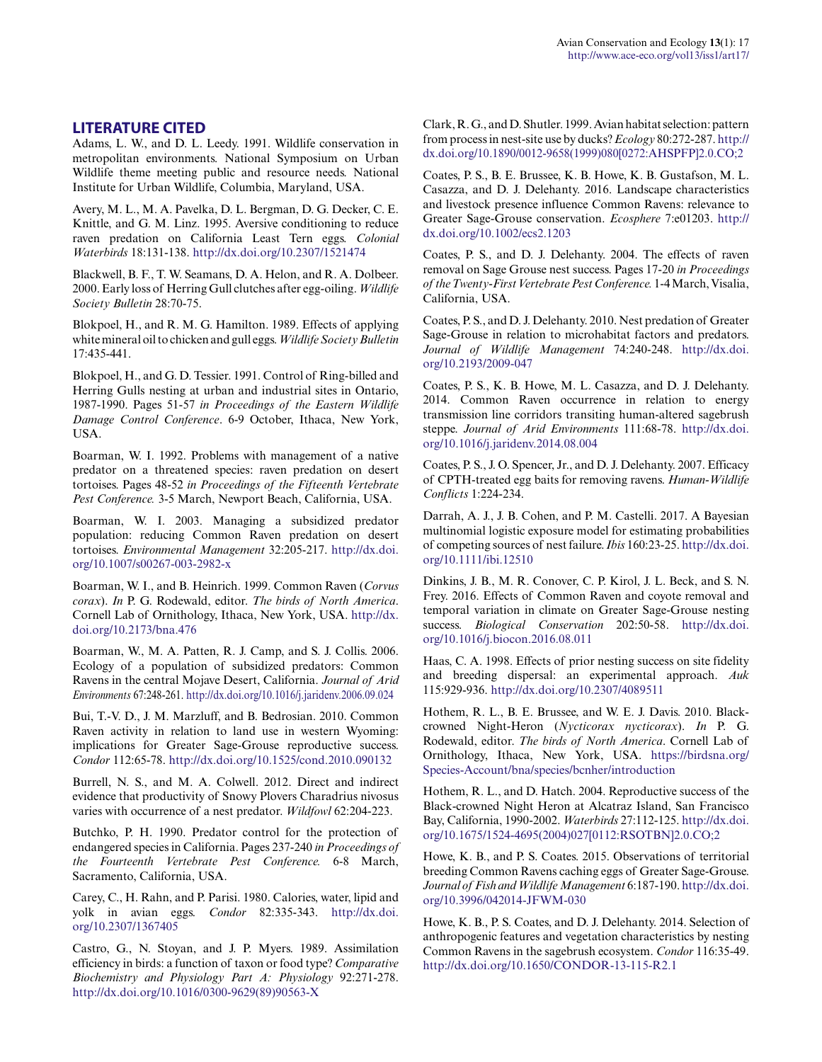## LITERATURE CITED

Adams, L. W., and D. L. Leedy. 1991. Wildlife conservation in metropolitan environments. National Symposium on Urban Wildlife theme meeting public and resource needs. National Institute for Urban Wildlife, Columbia, Maryland, USA.

Avery, M. L., M. A. Pavelka, D. L. Bergman, D. G. Decker, C. E. Knittle, and G. M. Linz. 1995. Aversive conditioning to reduce raven predation on California Least Tern eggs. *Colonial Waterbirds* 18:131-138. http://dx.doi.org/10.2307/1521474

Blackwell, B. F., T. W. Seamans, D. A. Helon, and R. A. Dolbeer. 2000. Early loss of Herring Gull clutches after egg-oiling. *Wildlife Society Bulletin* 28:70-75.

Blokpoel, H., and R. M. G. Hamilton. 1989. Effects of applying white mineral oil to chicken and gull eggs. *Wildlife Society Bulletin* 17:435-441.

Blokpoel, H., and G. D. Tessier. 1991. Control of Ring-billed and Herring Gulls nesting at urban and industrial sites in Ontario, 1987-1990. Pages 51-57 *in Proceedings of the Eastern Wildlife Damage Control Conference*. 6-9 October, Ithaca, New York, USA.

Boarman, W. I. 1992. Problems with management of a native predator on a threatened species: raven predation on desert tortoises. Pages 48-52 *in Proceedings of the Fifteenth Vertebrate Pest Conference.* 3-5 March, Newport Beach, California, USA.

Boarman, W. I. 2003. Managing a subsidized predator population: reducing Common Raven predation on desert tortoises. *Environmental Management* 32:205-217. http://dx.doi.org/10.1007/s00267-003-2982-x

Boarman, W. I., and B. Heinrich. 1999. Common Raven (*Corvus corax*). *In* P. G. Rodewald, editor. *The birds of North America*. Cornell Lab of Ornithology, Ithaca, New York, USA. http://dx.doi.org/10.2173/bna.476

Boarman, W., M. A. Patten, R. J. Camp, and S. J. Collis. 2006. Ecology of a population of subsidized predators: Common Ravens in the central Mojave Desert, California. *Journal of Arid Environments* 67:248-261. http://dx.doi.org/10.1016/j.jaridenv.2006.09.024

Bui, T.-V. D., J. M. Marzluff, and B. Bedrosian. 2010. Common Raven activity in relation to land use in western Wyoming: implications for Greater Sage-Grouse reproductive success. *Condor* 112:65-78. http://dx.doi.org/10.1525/cond.2010.090132

Burrell, N. S., and M. A. Colwell. 2012. Direct and indirect evidence that productivity of Snowy Plovers Charadrius nivosus varies with occurrence of a nest predator. *Wildfowl* 62:204-223.

Butchko, P. H. 1990. Predator control for the protection of endangered species in California. Pages 237-240 *in Proceedings of the Fourteenth Vertebrate Pest Conference.* 6-8 March, Sacramento, California, USA.

Carey, C., H. Rahn, and P. Parisi. 1980. Calories, water, lipid and yolk in avian eggs. *Condor* 82:335-343. http://dx.doi.org/10.2307/1367405

Castro, G., N. Stoyan, and J. P. Myers. 1989. Assimilation efficiency in birds: a function of taxon or food type? *Comparative Biochemistry and Physiology Part A: Physiology* 92:271-278. http://dx.doi.org/10.1016/0300-9629(89)90563-X

Clark, R. G., and D. Shutler. 1999. Avian habitat selection: pattern from process in nest-site use by ducks? *Ecology* 80:272-287. http://dx.doi.org/10.1890/0012-9658(1999)080[0272:AHSPFP]2.0.CO;2

Coates, P. S., B. E. Brussee, K. B. Howe, K. B. Gustafson, M. L. Casazza, and D. J. Delehanty. 2016. Landscape characteristics and livestock presence influence Common Ravens: relevance to Greater Sage-Grouse conservation. *Ecosphere* 7:e01203. http://dx.doi.org/10.1002/ecs2.1203

Coates, P. S., and D. J. Delehanty. 2004. The effects of raven removal on Sage Grouse nest success. Pages 17-20 *in Proceedings of the Twenty-First Vertebrate Pest Conference.* 1-4 March, Visalia, California, USA.

Coates, P. S., and D. J. Delehanty. 2010. Nest predation of Greater Sage-Grouse in relation to microhabitat factors and predators. *Journal of Wildlife Management* 74:240-248. http://dx.doi.org/10.2193/2009-047

Coates, P. S., K. B. Howe, M. L. Casazza, and D. J. Delehanty. 2014. Common Raven occurrence in relation to energy transmission line corridors transiting human-altered sagebrush steppe. *Journal of Arid Environments* 111:68-78. http://dx.doi.org/10.1016/j.jaridenv.2014.08.004

Coates, P. S., J. O. Spencer, Jr., and D. J. Delehanty. 2007. Efficacy of CPTH-treated egg baits for removing ravens. *Human-Wildlife Conflicts* 1:224-234.

Darrah, A. J., J. B. Cohen, and P. M. Castelli. 2017. A Bayesian multinomial logistic exposure model for estimating probabilities of competing sources of nest failure. *Ibis* 160:23-25. http://dx.doi.org/10.1111/ibi.12510

Dinkins, J. B., M. R. Conover, C. P. Kirol, J. L. Beck, and S. N. Frey. 2016. Effects of Common Raven and coyote removal and temporal variation in climate on Greater Sage-Grouse nesting success. *Biological Conservation* 202:50-58. http://dx.doi.org/10.1016/j.biocon.2016.08.011

Haas, C. A. 1998. Effects of prior nesting success on site fidelity and breeding dispersal: an experimental approach. *Auk* 115:929-936. http://dx.doi.org/10.2307/4089511

Hothem, R. L., B. E. Brussee, and W. E. J. Davis. 2010. Black-crowned Night-Heron (*Nycticorax nycticorax*). *In* P. G. Rodewald, editor. *The birds of North America*. Cornell Lab of Ornithology, Ithaca, New York, USA. https://birdsna.org/Species-Account/bna/species/bcnher/introduction

Hothem, R. L., and D. Hatch. 2004. Reproductive success of the Black-crowned Night Heron at Alcatraz Island, San Francisco Bay, California, 1990-2002. *Waterbirds* 27:112-125. http://dx.doi.org/10.1675/1524-4695(2004)027[0112:RSOTBN]2.0.CO;2

Howe, K. B., and P. S. Coates. 2015. Observations of territorial breeding Common Ravens caching eggs of Greater Sage-Grouse. *Journal of Fish and Wildlife Management* 6:187-190. http://dx.doi.org/10.3996/042014-JFWM-030

Howe, K. B., P. S. Coates, and D. J. Delehanty. 2014. Selection of anthropogenic features and vegetation characteristics by nesting Common Ravens in the sagebrush ecosystem. *Condor* 116:35-49. http://dx.doi.org/10.1650/CONDOR-13-115-R2.1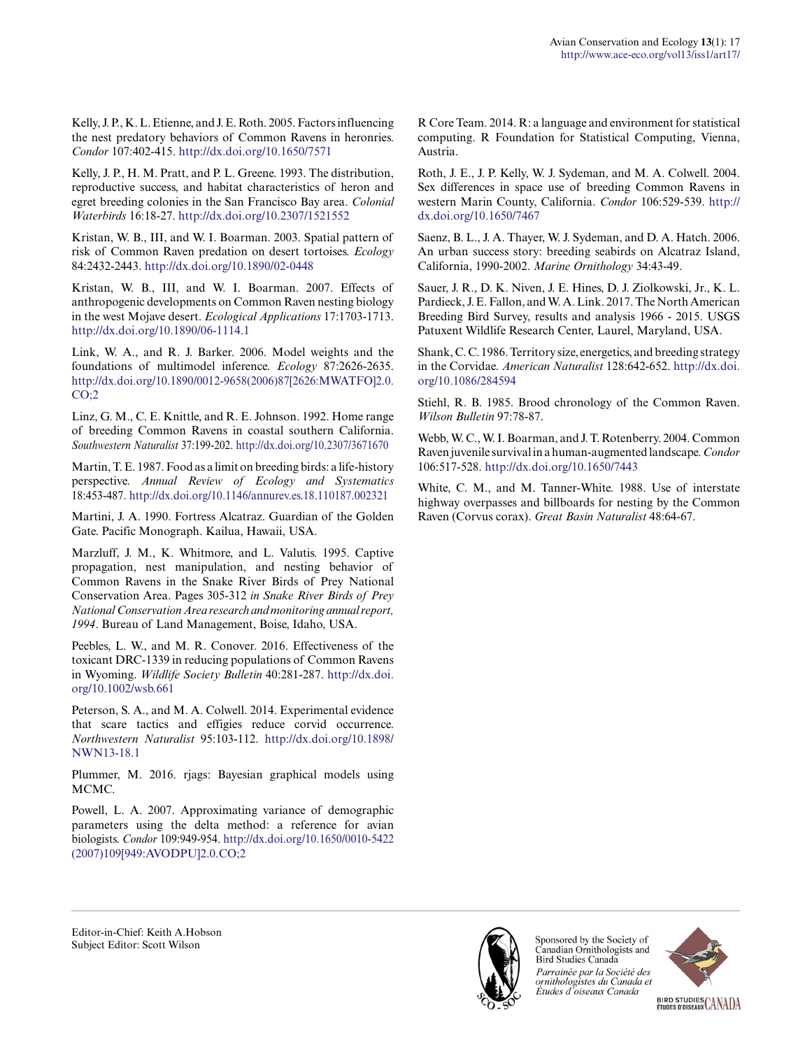Kelly, J. P., K. L. Etienne, and J. E. Roth. 2005. Factors influencing the nest predatory behaviors of Common Ravens in heronries. *Condor* 107:402-415. http://dx.doi.org/10.1650/7571

Kelly, J. P., H. M. Pratt, and P. L. Greene. 1993. The distribution, reproductive success, and habitat characteristics of heron and egret breeding colonies in the San Francisco Bay area. *Colonial Waterbirds* 16:18-27. http://dx.doi.org/10.2307/1521552

Kristan, W. B., III, and W. I. Boarman. 2003. Spatial pattern of risk of Common Raven predation on desert tortoises. *Ecology* 84:2432-2443. http://dx.doi.org/10.1890/02-0448

Kristan, W. B., III, and W. I. Boarman. 2007. Effects of anthropogenic developments on Common Raven nesting biology in the west Mojave desert. *Ecological Applications* 17:1703-1713. http://dx.doi.org/10.1890/06-1114.1

Link, W. A., and R. J. Barker. 2006. Model weights and the foundations of multimodel inference. *Ecology* 87:2626-2635. http://dx.doi.org/10.1890/0012-9658(2006)87[2626:MWATFO]2.0.CO;2

Linz, G. M., C. E. Knittle, and R. E. Johnson. 1992. Home range of breeding Common Ravens in coastal southern California. *Southwestern Naturalist* 37:199-202. http://dx.doi.org/10.2307/3671670

Martin, T. E. 1987. Food as a limit on breeding birds: a life-history perspective. *Annual Review of Ecology and Systematics* 18:453-487. http://dx.doi.org/10.1146/annurev.es.18.110187.002321

Martini, J. A. 1990. Fortress Alcatraz. Guardian of the Golden Gate. Pacific Monograph. Kailua, Hawaii, USA.

Marzluff, J. M., K. Whitmore, and L. Valutis. 1995. Captive propagation, nest manipulation, and nesting behavior of Common Ravens in the Snake River Birds of Prey National Conservation Area. Pages 305-312 *in Snake River Birds of Prey National Conservation Area research and monitoring annual report, 1994*. Bureau of Land Management, Boise, Idaho, USA.

Peebles, L. W., and M. R. Conover. 2016. Effectiveness of the toxicant DRC-1339 in reducing populations of Common Ravens in Wyoming. *Wildlife Society Bulletin* 40:281-287. http://dx.doi.org/10.1002/wsb.661

Peterson, S. A., and M. A. Colwell. 2014. Experimental evidence that scare tactics and effigies reduce corvid occurrence. *Northwestern Naturalist* 95:103-112. http://dx.doi.org/10.1898/NWN13-18.1

Plummer, M. 2016. rjags: Bayesian graphical models using MCMC.

Powell, L. A. 2007. Approximating variance of demographic parameters using the delta method: a reference for avian biologists. *Condor* 109:949-954. http://dx.doi.org/10.1650/0010-5422(2007)109[949:AVODPU]2.0.CO;2

R Core Team. 2014. R: a language and environment for statistical computing. R Foundation for Statistical Computing, Vienna, Austria.

Roth, J. E., J. P. Kelly, W. J. Sydeman, and M. A. Colwell. 2004. Sex differences in space use of breeding Common Ravens in western Marin County, California. *Condor* 106:529-539. http://dx.doi.org/10.1650/7467

Saenz, B. L., J. A. Thayer, W. J. Sydeman, and D. A. Hatch. 2006. An urban success story: breeding seabirds on Alcatraz Island, California, 1990-2002. *Marine Ornithology* 34:43-49.

Sauer, J. R., D. K. Niven, J. E. Hines, D. J. Ziolkowski, Jr., K. L. Pardieck, J. E. Fallon, and W. A. Link. 2017. The North American Breeding Bird Survey, results and analysis 1966 - 2015. USGS Patuxent Wildlife Research Center, Laurel, Maryland, USA.

Shank, C. C. 1986. Territory size, energetics, and breeding strategy in the Corvidae. *American Naturalist* 128:642-652. http://dx.doi.org/10.1086/284594

Stiehl, R. B. 1985. Brood chronology of the Common Raven. *Wilson Bulletin* 97:78-87.

Webb, W. C., W. I. Boarman, and J. T. Rotenberry. 2004. Common Raven juvenile survival in a human-augmented landscape. *Condor* 106:517-528. http://dx.doi.org/10.1650/7443

White, C. M., and M. Tanner-White. 1988. Use of interstate highway overpasses and billboards for nesting by the Common Raven (Corvus corax). *Great Basin Naturalist* 48:64-67.

Editor-in-Chief: Keith A.Hobson
Subject Editor: Scott Wilson

Sponsored by the Society of Canadian Ornithologists and Bird Studies Canada
*Parrainée par la Société des ornithologistes du Canada et Études d'oiseaux Canada*